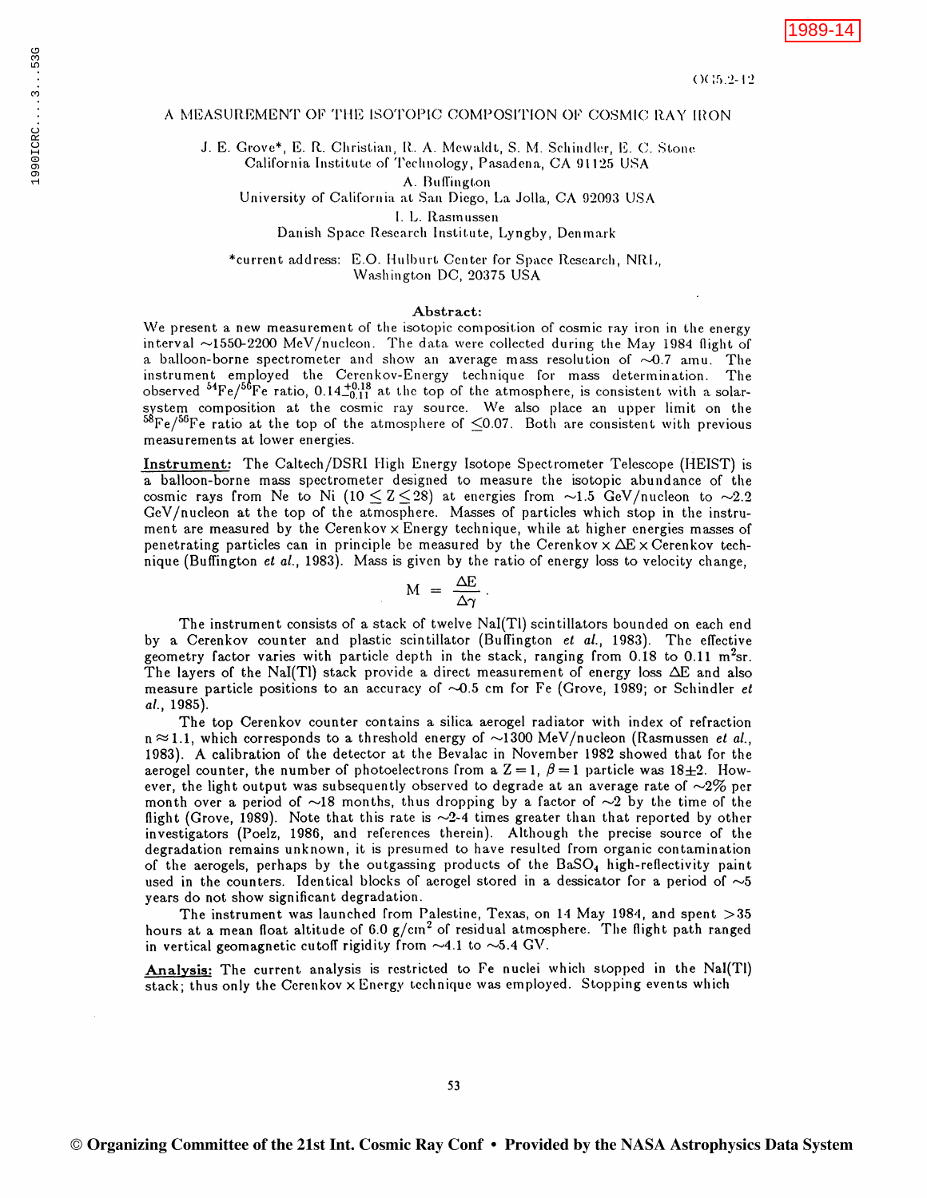# A MEASUREMENT OF THE ISOTOPIC COMPOSITION OF COSMIC RAY IRON

J. E. Grove*, E. R. Christian, R. A. Mewaldt, S. M. Schindler, E. C. Stone
California Institute of Technology, Pasadena, CA 91125 USA

A. Buffington
University of California at San Diego, La Jolla, CA 92093 USA

I. L. Rasmussen
Danish Space Research Institute, Lyngby, Denmark

*current address: E.O. Hulburt Center for Space Research, NRL, Washington DC, 20375 USA

## Abstract:

We present a new measurement of the isotopic composition of cosmic ray iron in the energy interval ~1550-2200 MeV/nucleon. The data were collected during the May 1984 flight of a balloon-borne spectrometer and show an average mass resolution of ~0.7 amu. The instrument employed the Cerenkov-Energy technique for mass determination. The observed $^{54}Fe/^{56}Fe$ ratio, $0.14^{+0.18}_{-0.11}$ at the top of the atmosphere, is consistent with a solar-system composition at the cosmic ray source. We also place an upper limit on the $^{58}Fe/^{56}Fe$ ratio at the top of the atmosphere of $\leq 0.07$. Both are consistent with previous measurements at lower energies.

**Instrument:** The Caltech/DSRI High Energy Isotope Spectrometer Telescope (HEIST) is a balloon-borne mass spectrometer designed to measure the isotopic abundance of the cosmic rays from Ne to Ni ($10 \leq Z \leq 28$) at energies from ~1.5 GeV/nucleon to ~2.2 GeV/nucleon at the top of the atmosphere. Masses of particles which stop in the instrument are measured by the Cerenkov x Energy technique, while at higher energies masses of penetrating particles can in principle be measured by the Cerenkov x $\Delta E$ x Cerenkov technique (Buffington *et al.*, 1983). Mass is given by the ratio of energy loss to velocity change,

$$M = \frac{\Delta E}{\Delta \gamma} .$$

The instrument consists of a stack of twelve NaI(Tl) scintillators bounded on each end by a Cerenkov counter and plastic scintillator (Buffington *et al.*, 1983). The effective geometry factor varies with particle depth in the stack, ranging from 0.18 to 0.11 $m^2$sr. The layers of the NaI(Tl) stack provide a direct measurement of energy loss $\Delta E$ and also measure particle positions to an accuracy of ~0.5 cm for Fe (Grove, 1989; or Schindler *et al.*, 1985).

The top Cerenkov counter contains a silica aerogel radiator with index of refraction $n \approx 1.1$, which corresponds to a threshold energy of ~1300 MeV/nucleon (Rasmussen *et al.*, 1983). A calibration of the detector at the Bevalac in November 1982 showed that for the aerogel counter, the number of photoelectrons from a $Z=1$, $\beta=1$ particle was 18±2. However, the light output was subsequently observed to degrade at an average rate of ~2% per month over a period of ~18 months, thus dropping by a factor of ~2 by the time of the flight (Grove, 1989). Note that this rate is ~2-4 times greater than that reported by other investigators (Poelz, 1986, and references therein). Although the precise source of the degradation remains unknown, it is presumed to have resulted from organic contamination of the aerogels, perhaps by the outgassing products of the $BaSO_4$ high-reflectivity paint used in the counters. Identical blocks of aerogel stored in a dessicator for a period of ~5 years do not show significant degradation.

The instrument was launched from Palestine, Texas, on 14 May 1984, and spent >35 hours at a mean float altitude of 6.0 g/cm$^2$ of residual atmosphere. The flight path ranged in vertical geomagnetic cutoff rigidity from ~4.1 to ~5.4 GV.

**Analysis:** The current analysis is restricted to Fe nuclei which stopped in the NaI(Tl) stack; thus only the Cerenkov x Energy technique was employed. Stopping events which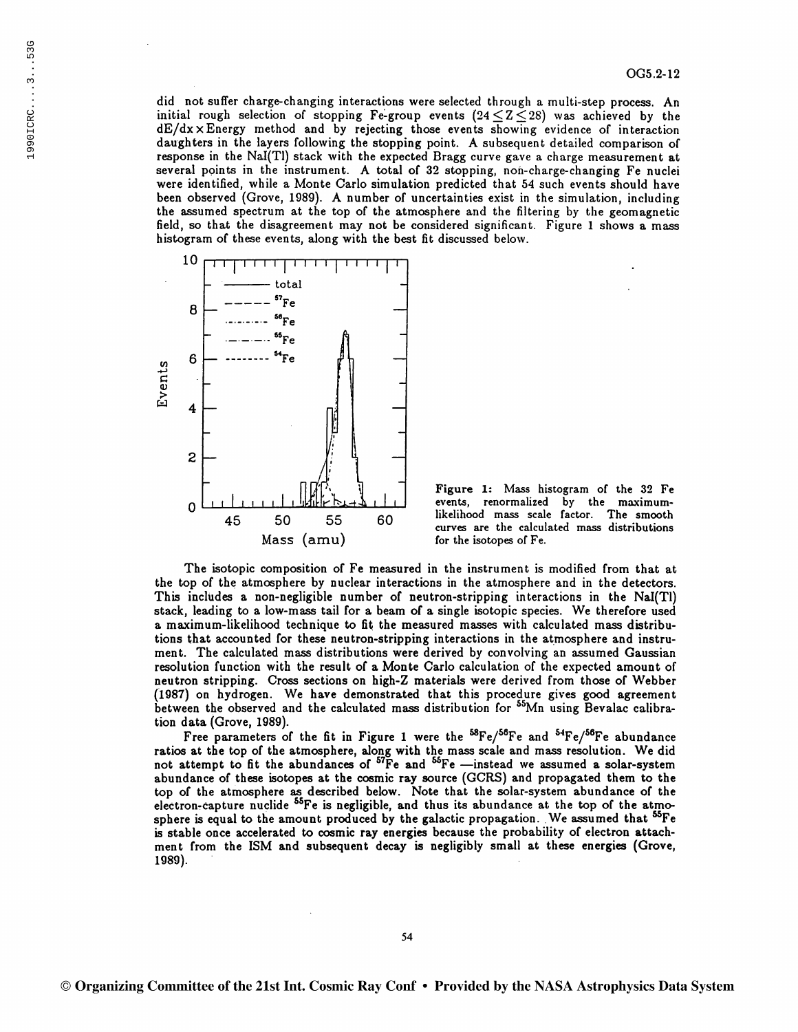did not suffer charge-changing interactions were selected through a multi-step process. An initial rough selection of stopping Fe-group events ($24 \leq Z \leq 28$) was achieved by the $dE/dx \times$ Energy method and by rejecting those events showing evidence of interaction daughters in the layers following the stopping point. A subsequent detailed comparison of response in the NaI(Tl) stack with the expected Bragg curve gave a charge measurement at several points in the instrument. A total of 32 stopping, non-charge-changing Fe nuclei were identified, while a Monte Carlo simulation predicted that 54 such events should have been observed (Grove, 1989). A number of uncertainties exist in the simulation, including the assumed spectrum at the top of the atmosphere and the filtering by the geomagnetic field, so that the disagreement may not be considered significant. Figure 1 shows a mass histogram of these events, along with the best fit discussed below.

**Figure 1:** Mass histogram of the 32 Fe events, renormalized by the maximum-likelihood mass scale factor. The smooth curves are the calculated mass distributions for the isotopes of Fe.

The isotopic composition of Fe measured in the instrument is modified from that at the top of the atmosphere by nuclear interactions in the atmosphere and in the detectors. This includes a non-negligible number of neutron-stripping interactions in the NaI(Tl) stack, leading to a low-mass tail for a beam of a single isotopic species. We therefore used a maximum-likelihood technique to fit the measured masses with calculated mass distributions that accounted for these neutron-stripping interactions in the atmosphere and instrument. The calculated mass distributions were derived by convolving an assumed Gaussian resolution function with the result of a Monte Carlo calculation of the expected amount of neutron stripping. Cross sections on high-Z materials were derived from those of Webber (1987) on hydrogen. We have demonstrated that this procedure gives good agreement between the observed and the calculated mass distribution for $^{55}$Mn using Bevalac calibration data (Grove, 1989).

Free parameters of the fit in Figure 1 were the $^{58}$Fe/$^{56}$Fe and $^{54}$Fe/$^{56}$Fe abundance ratios at the top of the atmosphere, along with the mass scale and mass resolution. We did not attempt to fit the abundances of $^{57}$Fe and $^{55}$Fe —instead we assumed a solar-system abundance of these isotopes at the cosmic ray source (GCRS) and propagated them to the top of the atmosphere as described below. Note that the solar-system abundance of the electron-capture nuclide $^{55}$Fe is negligible, and thus its abundance at the top of the atmosphere is equal to the amount produced by the galactic propagation. We assumed that $^{55}$Fe is stable once accelerated to cosmic ray energies because the probability of electron attachment from the ISM and subsequent decay is negligibly small at these energies (Grove, 1989).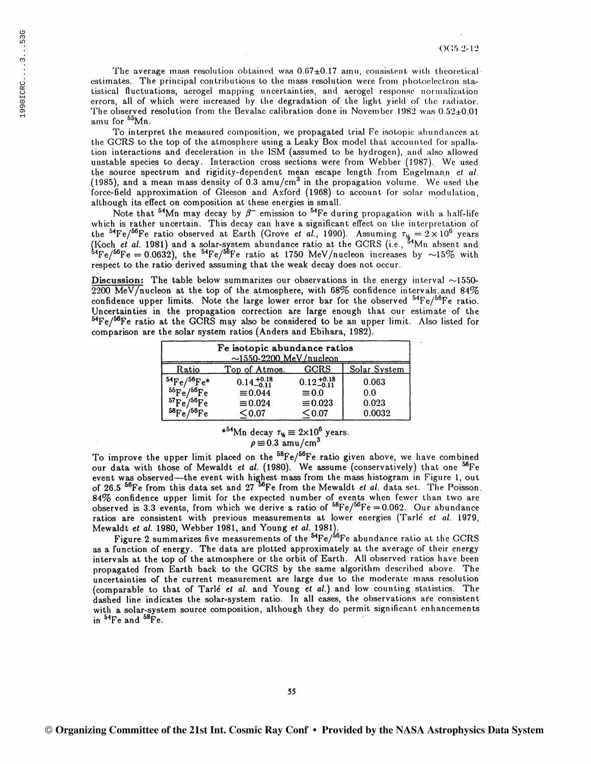The average mass resolution obtained was 0.67±0.17 amu, consistent with theoretical estimates. The principal contributions to the mass resolution were from photoelectron statistical fluctuations, aerogel mapping uncertainties, and aerogel response normalization errors, all of which were increased by the degradation of the light yield of the radiator. The observed resolution from the Bevalac calibration done in November 1982 was 0.52±0.01 amu for $^{55}$Mn.

To interpret the measured composition, we propagated trial Fe isotopic abundances at the GCRS to the top of the atmosphere using a Leaky Box model that accounted for spallation interactions and deceleration in the ISM (assumed to be hydrogen), and also allowed unstable species to decay. Interaction cross sections were from Webber (1987). We used the source spectrum and rigidity-dependent mean escape length from Engelmann *et al.* (1985), and a mean mass density of 0.3 amu/cm$^3$ in the propagation volume. We used the force-field approximation of Gleeson and Axford (1968) to account for solar modulation, although its effect on composition at these energies is small.

Note that $^{54}$Mn may decay by $\beta^-$ emission to $^{54}$Fe during propagation with a half-life which is rather uncertain. This decay can have a significant effect on the interpretation of the $^{54}$Fe/$^{56}$Fe ratio observed at Earth (Grove *et al.*, 1990). Assuming $\tau_{½} = 2 \times 10^6$ years (Koch *et al.* 1981) and a solar-system abundance ratio at the GCRS (i.e., $^{54}$Mn absent and $^{54}$Fe/$^{56}$Fe = 0.0632), the $^{54}$Fe/$^{56}$Fe ratio at 1750 MeV/nucleon increases by ~15% with respect to the ratio derived assuming that the weak decay does not occur.

**Discussion:** The table below summarizes our observations in the energy interval ~1550-2200 MeV/nucleon at the top of the atmosphere, with 68% confidence intervals and 84% confidence upper limits. Note the large lower error bar for the observed $^{54}$Fe/$^{56}$Fe ratio. Uncertainties in the propagation correction are large enough that our estimate of the $^{54}$Fe/$^{56}$Fe ratio at the GCRS may also be considered to be an upper limit. Also listed for comparison are the solar system ratios (Anders and Ebihara, 1982).

| **Fe isotopic abundance ratios** ~1550-2200 MeV/nucleon | | | |
|---|---|---|---|
| Ratio | Top of Atmos. | GCRS | Solar System |
| $^{54}$Fe/$^{56}$Fe* | $0.14^{+0.18}_{-0.11}$ | $0.12^{+0.18}_{-0.11}$ | 0.063 |
| $^{55}$Fe/$^{56}$Fe | ≡0.044 | ≡0.0 | 0.0 |
| $^{57}$Fe/$^{56}$Fe | ≡0.024 | ≡0.023 | 0.023 |
| $^{58}$Fe/$^{56}$Fe | ≤0.07 | ≤0.07 | 0.0032 |

*$^{54}$Mn decay $\tau_{½} \equiv 2 \times 10^6$ years.
$\rho \equiv 0.3$ amu/cm$^3$

To improve the upper limit placed on the $^{58}$Fe/$^{56}$Fe ratio given above, we have combined our data with those of Mewaldt *et al.* (1980). We assume (conservatively) that one $^{58}$Fe event was observed—the event with highest mass from the mass histogram in Figure 1, out of 26.5 $^{56}$Fe from this data set and 27 $^{56}$Fe from the Mewaldt *et al.* data set. The Poisson 84% confidence upper limit for the expected number of events when fewer than two are observed is 3.3 events, from which we derive a ratio of $^{58}$Fe/$^{56}$Fe = 0.062. Our abundance ratios are consistent with previous measurements at lower energies (Tarlé *et al.* 1979, Mewaldt *et al.* 1980, Webber 1981, and Young *et al.* 1981).

Figure 2 summarizes five measurements of the $^{54}$Fe/$^{56}$Fe abundance ratio at the GCRS as a function of energy. The data are plotted approximately at the average of their energy intervals at the top of the atmosphere or the orbit of Earth. All observed ratios have been propagated from Earth back to the GCRS by the same algorithm described above. The uncertainties of the current measurement are large due to the moderate mass resolution (comparable to that of Tarlé *et al.* and Young *et al.*) and low counting statistics. The dashed line indicates the solar-system ratio. In all cases, the observations are consistent with a solar-system source composition, although they do permit significant enhancements in $^{54}$Fe and $^{58}$Fe.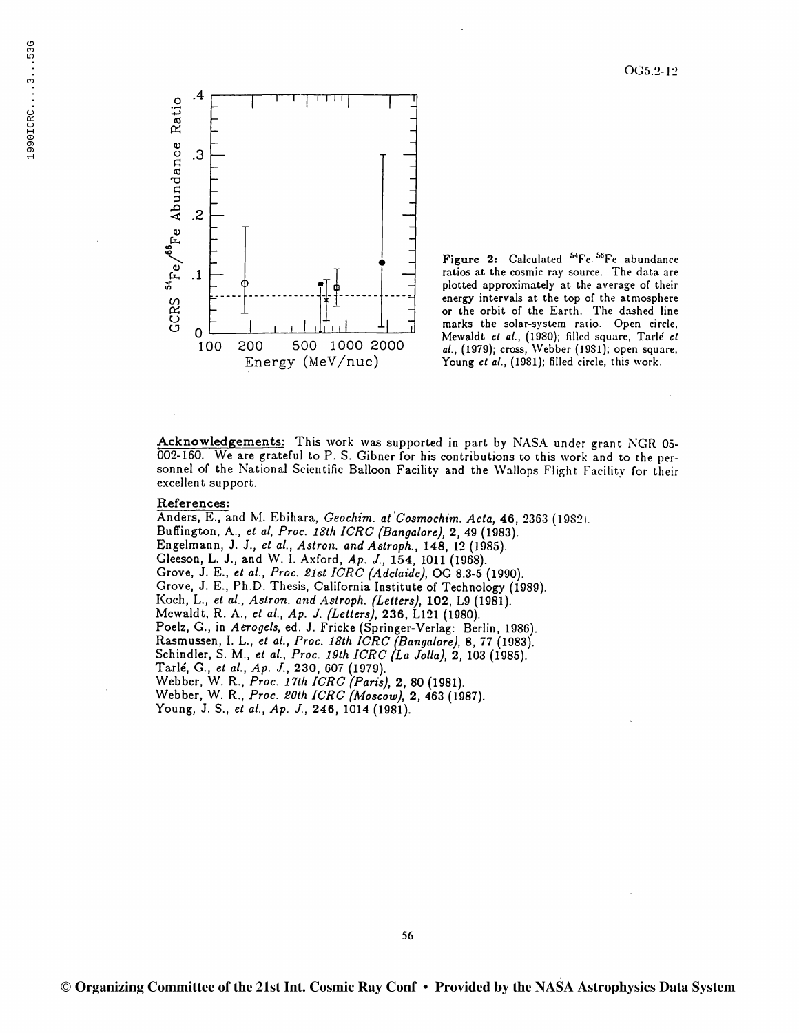.4

.3

.2

.1

0

100 200 500 1000 2000

Energy (MeV/nuc)

GCRS $^{54}$Fe/$^{56}$Fe Abundance Ratio

**Figure 2:** Calculated $^{54}$Fe/$^{56}$Fe abundance ratios at the cosmic ray source. The data are plotted approximately at the average of their energy intervals at the top of the atmosphere or the orbit of the Earth. The dashed line marks the solar-system ratio. Open circle, Mewaldt *et al.*, (1980); filled square, Tarlé *et al.*, (1979); cross, Webber (1981); open square, Young *et al.*, (1981); filled circle, this work.

**Acknowledgements:** This work was supported in part by NASA under grant NGR 05-002-160. We are grateful to P. S. Gibner for his contributions to this work and to the personnel of the National Scientific Balloon Facility and the Wallops Flight Facility for their excellent support.

**References:**

Anders, E., and M. Ebihara, *Geochim. at Cosmochim. Acta*, **46**, 2363 (1982).
Buffington, A., *et al*, *Proc. 18th ICRC (Bangalore)*, **2**, 49 (1983).
Engelmann, J. J., *et al.*, *Astron. and Astroph.*, **148**, 12 (1985).
Gleeson, L. J., and W. I. Axford, *Ap. J.*, **154**, 1011 (1968).
Grove, J. E., *et al.*, *Proc. 21st ICRC (Adelaide)*, OG 8.3-5 (1990).
Grove, J. E., Ph.D. Thesis, California Institute of Technology (1989).
Koch, L., *et al.*, *Astron. and Astroph. (Letters)*, **102**, L9 (1981).
Mewaldt, R. A., *et al.*, *Ap. J. (Letters)*, **236**, L121 (1980).
Poelz, G., in *Aerogels*, ed. J. Fricke (Springer-Verlag: Berlin, 1986).
Rasmussen, I. L., *et al.*, *Proc. 18th ICRC (Bangalore)*, **8**, 77 (1983).
Schindler, S. M., *et al.*, *Proc. 19th ICRC (La Jolla)*, **2**, 103 (1985).
Tarlé, G., *et al.*, *Ap. J.*, **230**, 607 (1979).
Webber, W. R., *Proc. 17th ICRC (Paris)*, **2**, 80 (1981).
Webber, W. R., *Proc. 20th ICRC (Moscow)*, **2**, 463 (1987).
Young, J. S., *et al.*, *Ap. J.*, **246**, 1014 (1981).